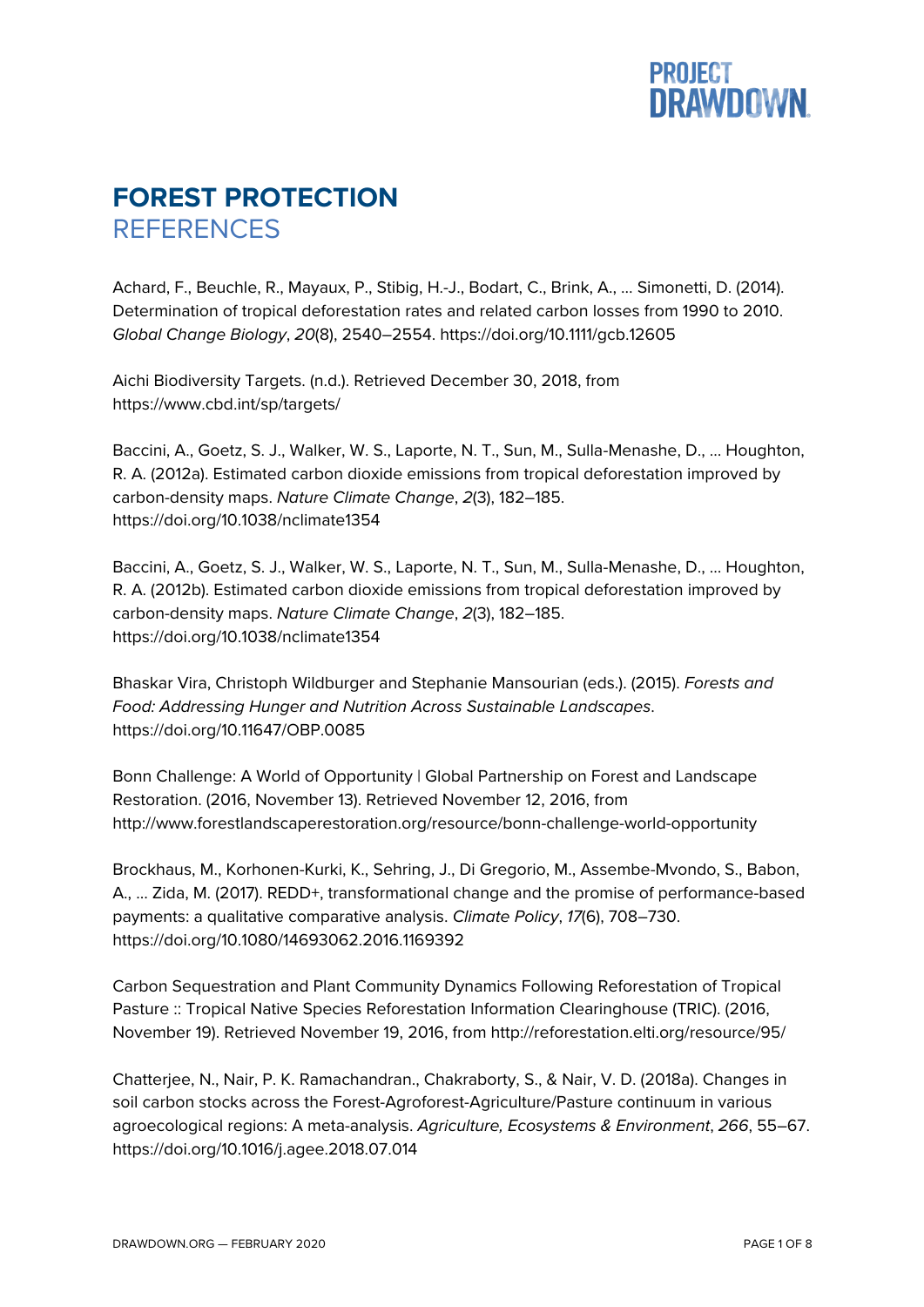# FOREST PROTECTION

## REFERENCES

Achard, F., Beuchle, R., Mayaux, P., Stibig, H.-J., Bodart, C., Brink, A., … Simonetti, D. (2014). Determination of tropical deforestation rates and related carbon losses from 1990 to 2010. *Global Change Biology*, *20*(8), 2540–2554. https://doi.org/10.1111/gcb.12605

Aichi Biodiversity Targets. (n.d.). Retrieved December 30, 2018, from https://www.cbd.int/sp/targets/

Baccini, A., Goetz, S. J., Walker, W. S., Laporte, N. T., Sun, M., Sulla-Menashe, D., … Houghton, R. A. (2012a). Estimated carbon dioxide emissions from tropical deforestation improved by carbon-density maps. *Nature Climate Change*, *2*(3), 182–185. https://doi.org/10.1038/nclimate1354

Baccini, A., Goetz, S. J., Walker, W. S., Laporte, N. T., Sun, M., Sulla-Menashe, D., … Houghton, R. A. (2012b). Estimated carbon dioxide emissions from tropical deforestation improved by carbon-density maps. *Nature Climate Change*, *2*(3), 182–185. https://doi.org/10.1038/nclimate1354

Bhaskar Vira, Christoph Wildburger and Stephanie Mansourian (eds.). (2015). *Forests and Food: Addressing Hunger and Nutrition Across Sustainable Landscapes*. https://doi.org/10.11647/OBP.0085

Bonn Challenge: A World of Opportunity | Global Partnership on Forest and Landscape Restoration. (2016, November 13). Retrieved November 12, 2016, from http://www.forestlandscaperestoration.org/resource/bonn-challenge-world-opportunity

Brockhaus, M., Korhonen-Kurki, K., Sehring, J., Di Gregorio, M., Assembe-Mvondo, S., Babon, A., … Zida, M. (2017). REDD+, transformational change and the promise of performance-based payments: a qualitative comparative analysis. *Climate Policy*, *17*(6), 708–730. https://doi.org/10.1080/14693062.2016.1169392

Carbon Sequestration and Plant Community Dynamics Following Reforestation of Tropical Pasture :: Tropical Native Species Reforestation Information Clearinghouse (TRIC). (2016, November 19). Retrieved November 19, 2016, from http://reforestation.elti.org/resource/95/

Chatterjee, N., Nair, P. K. Ramachandran., Chakraborty, S., & Nair, V. D. (2018a). Changes in soil carbon stocks across the Forest-Agroforest-Agriculture/Pasture continuum in various agroecological regions: A meta-analysis. *Agriculture, Ecosystems & Environment*, *266*, 55–67. https://doi.org/10.1016/j.agee.2018.07.014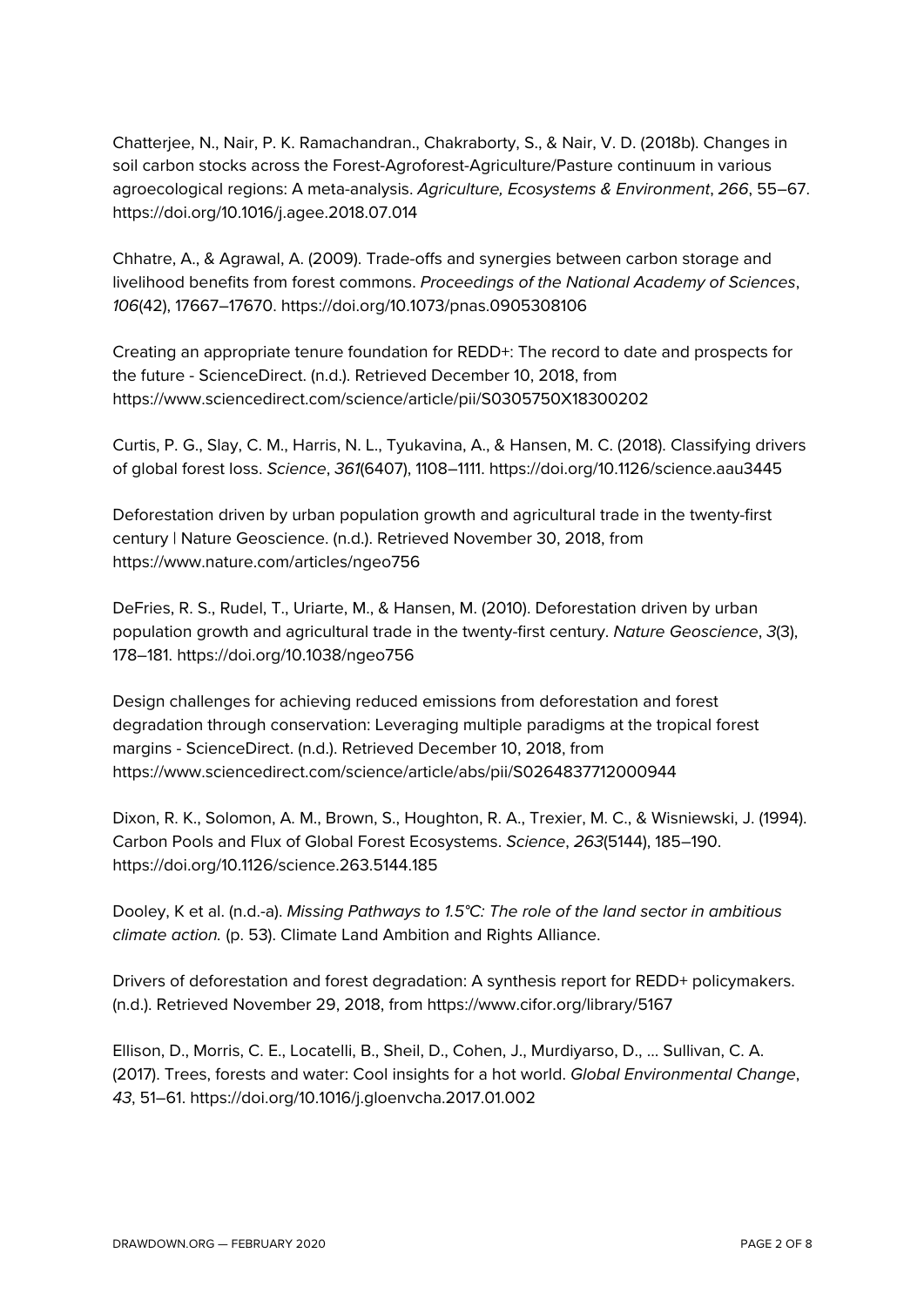Chatterjee, N., Nair, P. K. Ramachandran., Chakraborty, S., & Nair, V. D. (2018b). Changes in soil carbon stocks across the Forest-Agroforest-Agriculture/Pasture continuum in various agroecological regions: A meta-analysis. *Agriculture, Ecosystems & Environment*, *266*, 55–67. https://doi.org/10.1016/j.agee.2018.07.014

Chhatre, A., & Agrawal, A. (2009). Trade-offs and synergies between carbon storage and livelihood benefits from forest commons. *Proceedings of the National Academy of Sciences*, *106*(42), 17667–17670. https://doi.org/10.1073/pnas.0905308106

Creating an appropriate tenure foundation for REDD+: The record to date and prospects for the future - ScienceDirect. (n.d.). Retrieved December 10, 2018, from https://www.sciencedirect.com/science/article/pii/S0305750X18300202

Curtis, P. G., Slay, C. M., Harris, N. L., Tyukavina, A., & Hansen, M. C. (2018). Classifying drivers of global forest loss. *Science*, *361*(6407), 1108–1111. https://doi.org/10.1126/science.aau3445

Deforestation driven by urban population growth and agricultural trade in the twenty-first century | Nature Geoscience. (n.d.). Retrieved November 30, 2018, from https://www.nature.com/articles/ngeo756

DeFries, R. S., Rudel, T., Uriarte, M., & Hansen, M. (2010). Deforestation driven by urban population growth and agricultural trade in the twenty-first century. *Nature Geoscience*, *3*(3), 178–181. https://doi.org/10.1038/ngeo756

Design challenges for achieving reduced emissions from deforestation and forest degradation through conservation: Leveraging multiple paradigms at the tropical forest margins - ScienceDirect. (n.d.). Retrieved December 10, 2018, from https://www.sciencedirect.com/science/article/abs/pii/S0264837712000944

Dixon, R. K., Solomon, A. M., Brown, S., Houghton, R. A., Trexier, M. C., & Wisniewski, J. (1994). Carbon Pools and Flux of Global Forest Ecosystems. *Science*, *263*(5144), 185–190. https://doi.org/10.1126/science.263.5144.185

Dooley, K et al. (n.d.-a). *Missing Pathways to 1.5°C: The role of the land sector in ambitious climate action.* (p. 53). Climate Land Ambition and Rights Alliance.

Drivers of deforestation and forest degradation: A synthesis report for REDD+ policymakers. (n.d.). Retrieved November 29, 2018, from https://www.cifor.org/library/5167

Ellison, D., Morris, C. E., Locatelli, B., Sheil, D., Cohen, J., Murdiyarso, D., ... Sullivan, C. A. (2017). Trees, forests and water: Cool insights for a hot world. *Global Environmental Change*, *43*, 51–61. https://doi.org/10.1016/j.gloenvcha.2017.01.002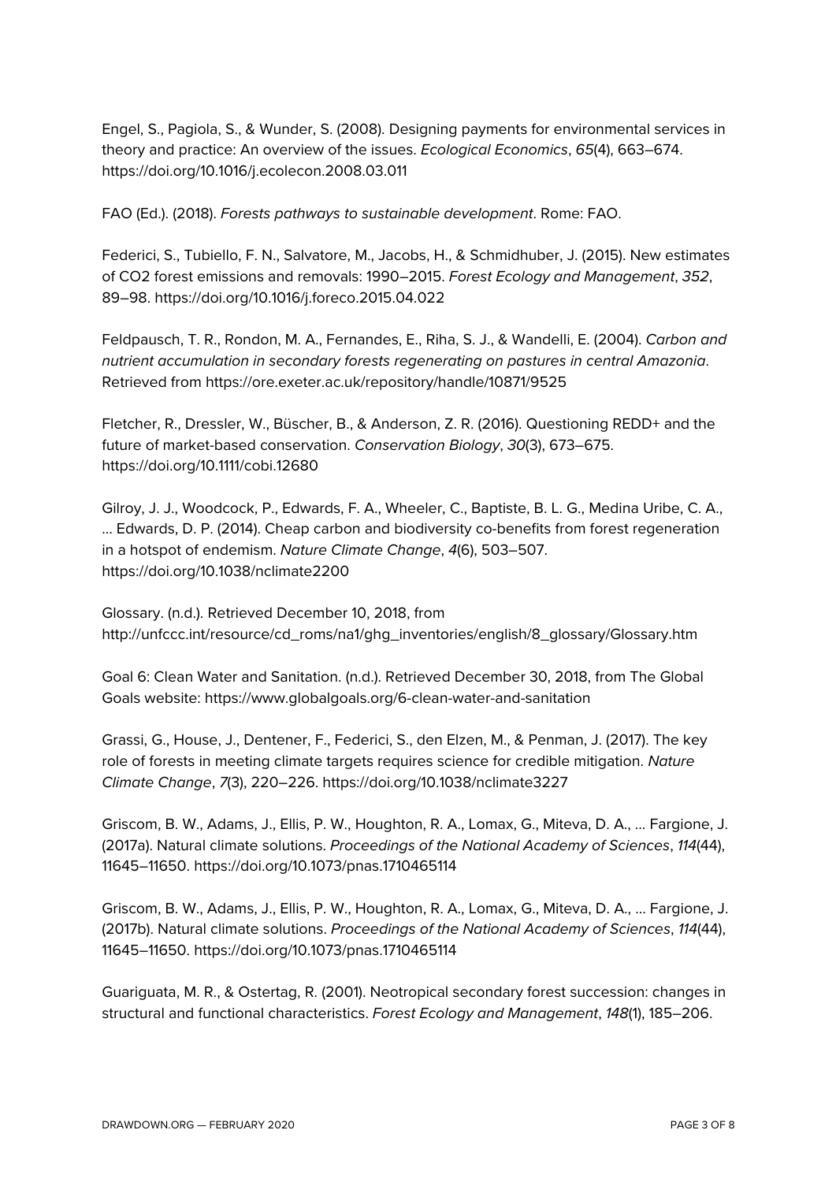Engel, S., Pagiola, S., & Wunder, S. (2008). Designing payments for environmental services in theory and practice: An overview of the issues. *Ecological Economics*, *65*(4), 663–674. https://doi.org/10.1016/j.ecolecon.2008.03.011

FAO (Ed.). (2018). *Forests pathways to sustainable development*. Rome: FAO.

Federici, S., Tubiello, F. N., Salvatore, M., Jacobs, H., & Schmidhuber, J. (2015). New estimates of CO2 forest emissions and removals: 1990–2015. *Forest Ecology and Management*, *352*, 89–98. https://doi.org/10.1016/j.foreco.2015.04.022

Feldpausch, T. R., Rondon, M. A., Fernandes, E., Riha, S. J., & Wandelli, E. (2004). *Carbon and nutrient accumulation in secondary forests regenerating on pastures in central Amazonia*. Retrieved from https://ore.exeter.ac.uk/repository/handle/10871/9525

Fletcher, R., Dressler, W., Büscher, B., & Anderson, Z. R. (2016). Questioning REDD+ and the future of market-based conservation. *Conservation Biology*, *30*(3), 673–675. https://doi.org/10.1111/cobi.12680

Gilroy, J. J., Woodcock, P., Edwards, F. A., Wheeler, C., Baptiste, B. L. G., Medina Uribe, C. A., … Edwards, D. P. (2014). Cheap carbon and biodiversity co-benefits from forest regeneration in a hotspot of endemism. *Nature Climate Change*, *4*(6), 503–507. https://doi.org/10.1038/nclimate2200

Glossary. (n.d.). Retrieved December 10, 2018, from http://unfccc.int/resource/cd_roms/na1/ghg_inventories/english/8_glossary/Glossary.htm

Goal 6: Clean Water and Sanitation. (n.d.). Retrieved December 30, 2018, from The Global Goals website: https://www.globalgoals.org/6-clean-water-and-sanitation

Grassi, G., House, J., Dentener, F., Federici, S., den Elzen, M., & Penman, J. (2017). The key role of forests in meeting climate targets requires science for credible mitigation. *Nature Climate Change*, *7*(3), 220–226. https://doi.org/10.1038/nclimate3227

Griscom, B. W., Adams, J., Ellis, P. W., Houghton, R. A., Lomax, G., Miteva, D. A., … Fargione, J. (2017a). Natural climate solutions. *Proceedings of the National Academy of Sciences*, *114*(44), 11645–11650. https://doi.org/10.1073/pnas.1710465114

Griscom, B. W., Adams, J., Ellis, P. W., Houghton, R. A., Lomax, G., Miteva, D. A., … Fargione, J. (2017b). Natural climate solutions. *Proceedings of the National Academy of Sciences*, *114*(44), 11645–11650. https://doi.org/10.1073/pnas.1710465114

Guariguata, M. R., & Ostertag, R. (2001). Neotropical secondary forest succession: changes in structural and functional characteristics. *Forest Ecology and Management*, *148*(1), 185–206.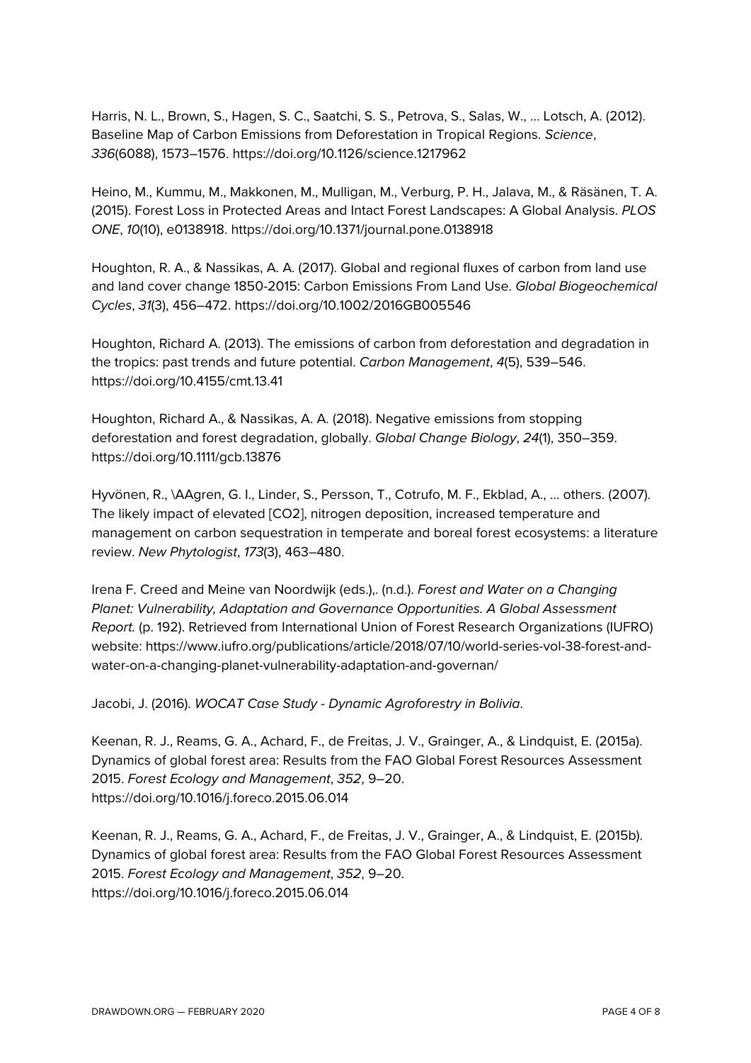Harris, N. L., Brown, S., Hagen, S. C., Saatchi, S. S., Petrova, S., Salas, W., … Lotsch, A. (2012). Baseline Map of Carbon Emissions from Deforestation in Tropical Regions. *Science*, *336*(6088), 1573–1576. https://doi.org/10.1126/science.1217962

Heino, M., Kummu, M., Makkonen, M., Mulligan, M., Verburg, P. H., Jalava, M., & Räsänen, T. A. (2015). Forest Loss in Protected Areas and Intact Forest Landscapes: A Global Analysis. *PLOS ONE*, *10*(10), e0138918. https://doi.org/10.1371/journal.pone.0138918

Houghton, R. A., & Nassikas, A. A. (2017). Global and regional fluxes of carbon from land use and land cover change 1850-2015: Carbon Emissions From Land Use. *Global Biogeochemical Cycles*, *31*(3), 456–472. https://doi.org/10.1002/2016GB005546

Houghton, Richard A. (2013). The emissions of carbon from deforestation and degradation in the tropics: past trends and future potential. *Carbon Management*, *4*(5), 539–546. https://doi.org/10.4155/cmt.13.41

Houghton, Richard A., & Nassikas, A. A. (2018). Negative emissions from stopping deforestation and forest degradation, globally. *Global Change Biology*, *24*(1), 350–359. https://doi.org/10.1111/gcb.13876

Hyvönen, R., \AAgren, G. I., Linder, S., Persson, T., Cotrufo, M. F., Ekblad, A., … others. (2007). The likely impact of elevated [CO2], nitrogen deposition, increased temperature and management on carbon sequestration in temperate and boreal forest ecosystems: a literature review. *New Phytologist*, *173*(3), 463–480.

Irena F. Creed and Meine van Noordwijk (eds.),. (n.d.). *Forest and Water on a Changing Planet: Vulnerability, Adaptation and Governance Opportunities. A Global Assessment Report.* (p. 192). Retrieved from International Union of Forest Research Organizations (IUFRO) website: https://www.iufro.org/publications/article/2018/07/10/world-series-vol-38-forest-and-water-on-a-changing-planet-vulnerability-adaptation-and-governan/

Jacobi, J. (2016). *WOCAT Case Study - Dynamic Agroforestry in Bolivia*.

Keenan, R. J., Reams, G. A., Achard, F., de Freitas, J. V., Grainger, A., & Lindquist, E. (2015a). Dynamics of global forest area: Results from the FAO Global Forest Resources Assessment 2015. *Forest Ecology and Management*, *352*, 9–20. https://doi.org/10.1016/j.foreco.2015.06.014

Keenan, R. J., Reams, G. A., Achard, F., de Freitas, J. V., Grainger, A., & Lindquist, E. (2015b). Dynamics of global forest area: Results from the FAO Global Forest Resources Assessment 2015. *Forest Ecology and Management*, *352*, 9–20. https://doi.org/10.1016/j.foreco.2015.06.014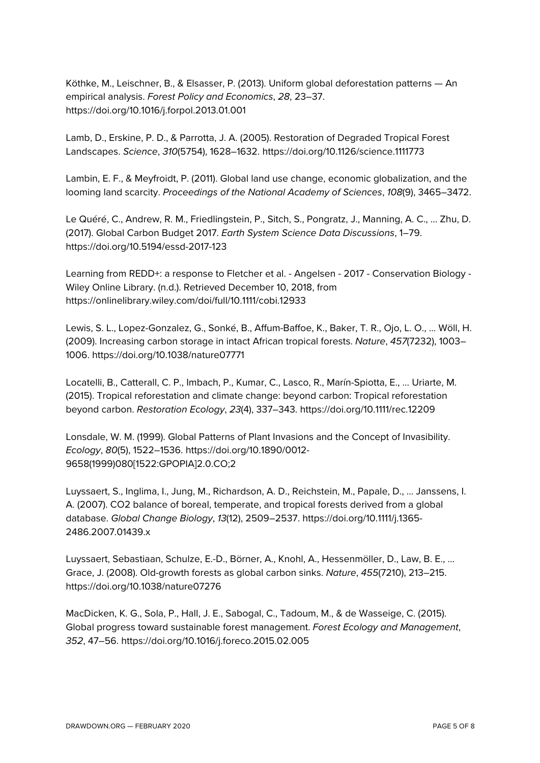Köthke, M., Leischner, B., & Elsasser, P. (2013). Uniform global deforestation patterns — An empirical analysis. *Forest Policy and Economics*, *28*, 23–37. https://doi.org/10.1016/j.forpol.2013.01.001

Lamb, D., Erskine, P. D., & Parrotta, J. A. (2005). Restoration of Degraded Tropical Forest Landscapes. *Science*, *310*(5754), 1628–1632. https://doi.org/10.1126/science.1111773

Lambin, E. F., & Meyfroidt, P. (2011). Global land use change, economic globalization, and the looming land scarcity. *Proceedings of the National Academy of Sciences*, *108*(9), 3465–3472.

Le Quéré, C., Andrew, R. M., Friedlingstein, P., Sitch, S., Pongratz, J., Manning, A. C., … Zhu, D. (2017). Global Carbon Budget 2017. *Earth System Science Data Discussions*, 1–79. https://doi.org/10.5194/essd-2017-123

Learning from REDD+: a response to Fletcher et al. - Angelsen - 2017 - Conservation Biology - Wiley Online Library. (n.d.). Retrieved December 10, 2018, from https://onlinelibrary.wiley.com/doi/full/10.1111/cobi.12933

Lewis, S. L., Lopez-Gonzalez, G., Sonké, B., Affum-Baffoe, K., Baker, T. R., Ojo, L. O., … Wöll, H. (2009). Increasing carbon storage in intact African tropical forests. *Nature*, *457*(7232), 1003–1006. https://doi.org/10.1038/nature07771

Locatelli, B., Catterall, C. P., Imbach, P., Kumar, C., Lasco, R., Marín-Spiotta, E., … Uriarte, M. (2015). Tropical reforestation and climate change: beyond carbon: Tropical reforestation beyond carbon. *Restoration Ecology*, *23*(4), 337–343. https://doi.org/10.1111/rec.12209

Lonsdale, W. M. (1999). Global Patterns of Plant Invasions and the Concept of Invasibility. *Ecology*, *80*(5), 1522–1536. https://doi.org/10.1890/0012-9658(1999)080[1522:GPOPIA]2.0.CO;2

Luyssaert, S., Inglima, I., Jung, M., Richardson, A. D., Reichstein, M., Papale, D., … Janssens, I. A. (2007). $CO_2$ balance of boreal, temperate, and tropical forests derived from a global database. *Global Change Biology*, *13*(12), 2509–2537. https://doi.org/10.1111/j.1365-2486.2007.01439.x

Luyssaert, Sebastiaan, Schulze, E.-D., Börner, A., Knohl, A., Hessenmöller, D., Law, B. E., … Grace, J. (2008). Old-growth forests as global carbon sinks. *Nature*, *455*(7210), 213–215. https://doi.org/10.1038/nature07276

MacDicken, K. G., Sola, P., Hall, J. E., Sabogal, C., Tadoum, M., & de Wasseige, C. (2015). Global progress toward sustainable forest management. *Forest Ecology and Management*, *352*, 47–56. https://doi.org/10.1016/j.foreco.2015.02.005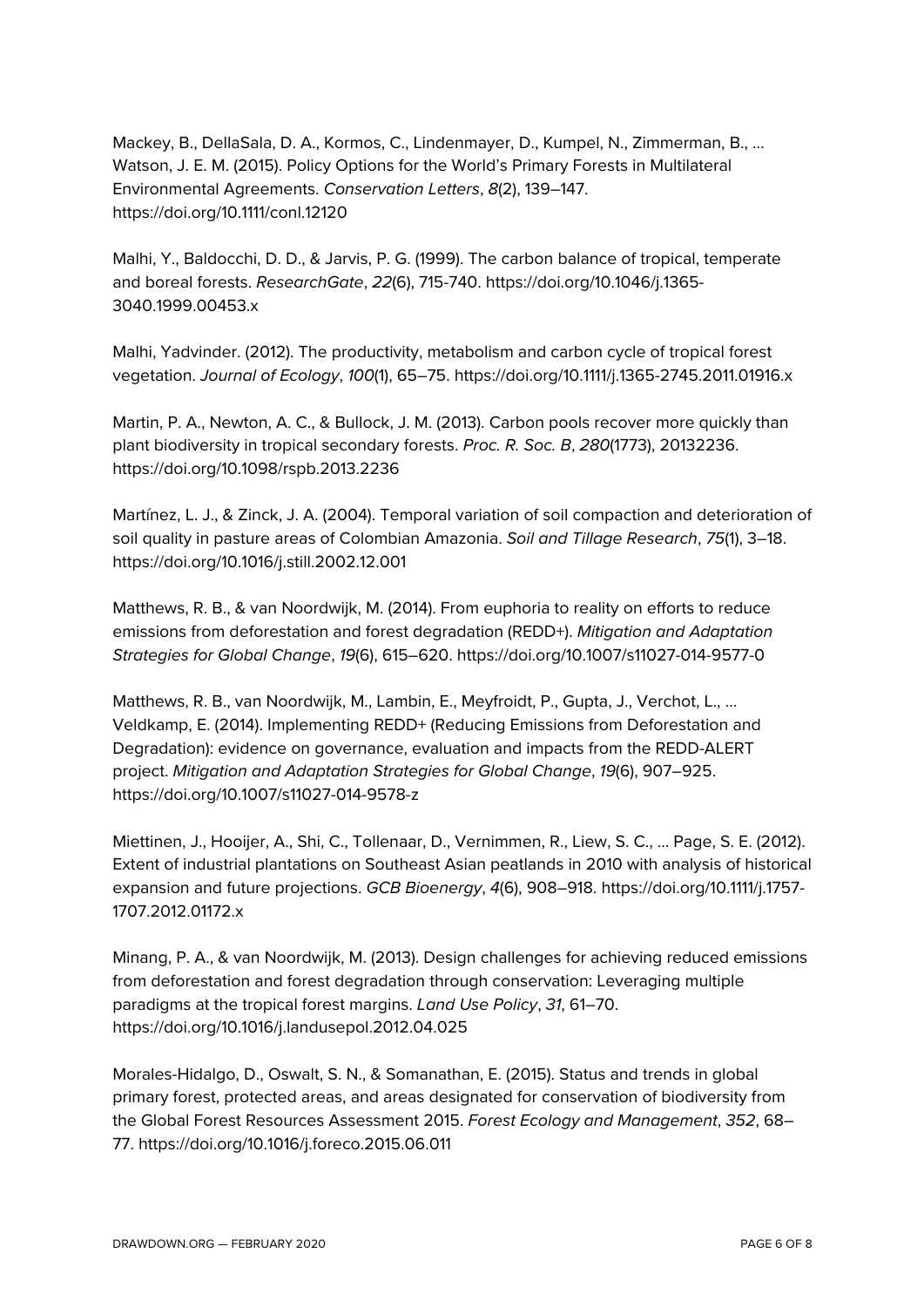Mackey, B., DellaSala, D. A., Kormos, C., Lindenmayer, D., Kumpel, N., Zimmerman, B., … Watson, J. E. M. (2015). Policy Options for the World's Primary Forests in Multilateral Environmental Agreements. *Conservation Letters*, *8*(2), 139–147. https://doi.org/10.1111/conl.12120

Malhi, Y., Baldocchi, D. D., & Jarvis, P. G. (1999). The carbon balance of tropical, temperate and boreal forests. *ResearchGate*, *22*(6), 715-740. https://doi.org/10.1046/j.1365-3040.1999.00453.x

Malhi, Yadvinder. (2012). The productivity, metabolism and carbon cycle of tropical forest vegetation. *Journal of Ecology*, *100*(1), 65–75. https://doi.org/10.1111/j.1365-2745.2011.01916.x

Martin, P. A., Newton, A. C., & Bullock, J. M. (2013). Carbon pools recover more quickly than plant biodiversity in tropical secondary forests. *Proc. R. Soc. B*, *280*(1773), 20132236. https://doi.org/10.1098/rspb.2013.2236

Martínez, L. J., & Zinck, J. A. (2004). Temporal variation of soil compaction and deterioration of soil quality in pasture areas of Colombian Amazonia. *Soil and Tillage Research*, *75*(1), 3–18. https://doi.org/10.1016/j.still.2002.12.001

Matthews, R. B., & van Noordwijk, M. (2014). From euphoria to reality on efforts to reduce emissions from deforestation and forest degradation (REDD+). *Mitigation and Adaptation Strategies for Global Change*, *19*(6), 615–620. https://doi.org/10.1007/s11027-014-9577-0

Matthews, R. B., van Noordwijk, M., Lambin, E., Meyfroidt, P., Gupta, J., Verchot, L., … Veldkamp, E. (2014). Implementing REDD+ (Reducing Emissions from Deforestation and Degradation): evidence on governance, evaluation and impacts from the REDD-ALERT project. *Mitigation and Adaptation Strategies for Global Change*, *19*(6), 907–925. https://doi.org/10.1007/s11027-014-9578-z

Miettinen, J., Hooijer, A., Shi, C., Tollenaar, D., Vernimmen, R., Liew, S. C., … Page, S. E. (2012). Extent of industrial plantations on Southeast Asian peatlands in 2010 with analysis of historical expansion and future projections. *GCB Bioenergy*, *4*(6), 908–918. https://doi.org/10.1111/j.1757-1707.2012.01172.x

Minang, P. A., & van Noordwijk, M. (2013). Design challenges for achieving reduced emissions from deforestation and forest degradation through conservation: Leveraging multiple paradigms at the tropical forest margins. *Land Use Policy*, *31*, 61–70. https://doi.org/10.1016/j.landusepol.2012.04.025

Morales-Hidalgo, D., Oswalt, S. N., & Somanathan, E. (2015). Status and trends in global primary forest, protected areas, and areas designated for conservation of biodiversity from the Global Forest Resources Assessment 2015. *Forest Ecology and Management*, *352*, 68–77. https://doi.org/10.1016/j.foreco.2015.06.011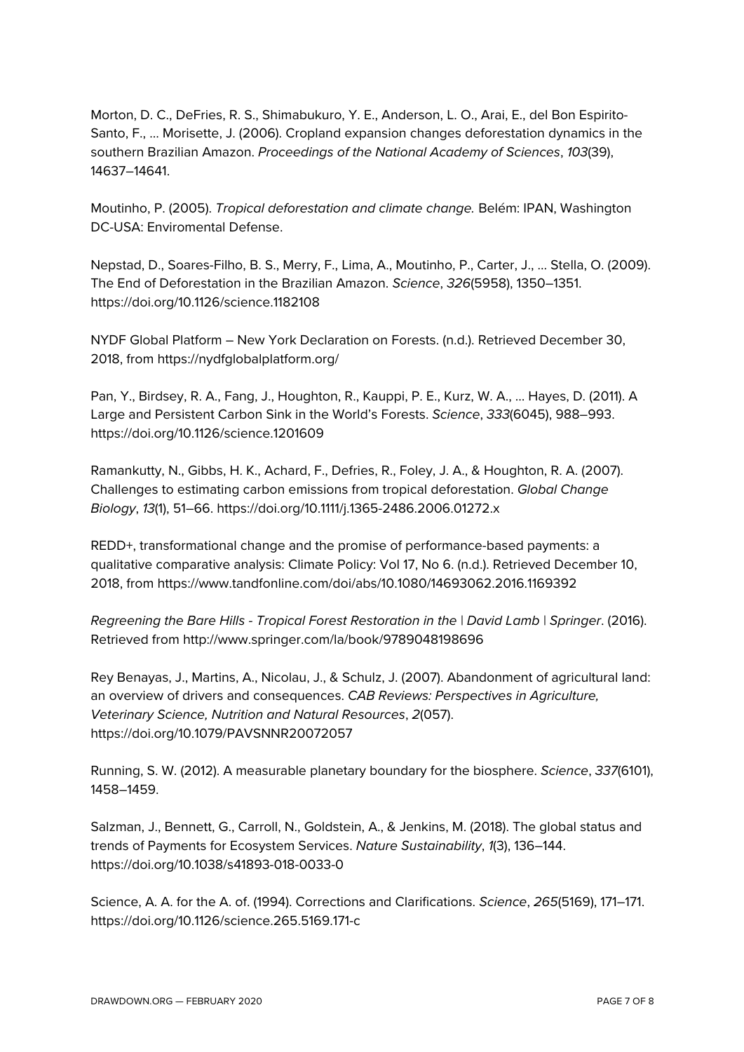Morton, D. C., DeFries, R. S., Shimabukuro, Y. E., Anderson, L. O., Arai, E., del Bon Espirito-Santo, F., … Morisette, J. (2006). Cropland expansion changes deforestation dynamics in the southern Brazilian Amazon. *Proceedings of the National Academy of Sciences*, *103*(39), 14637–14641.

Moutinho, P. (2005). *Tropical deforestation and climate change.* Belém: IPAN, Washington DC-USA: Enviromental Defense.

Nepstad, D., Soares-Filho, B. S., Merry, F., Lima, A., Moutinho, P., Carter, J., … Stella, O. (2009). The End of Deforestation in the Brazilian Amazon. *Science*, *326*(5958), 1350–1351. https://doi.org/10.1126/science.1182108

NYDF Global Platform – New York Declaration on Forests. (n.d.). Retrieved December 30, 2018, from https://nydfglobalplatform.org/

Pan, Y., Birdsey, R. A., Fang, J., Houghton, R., Kauppi, P. E., Kurz, W. A., … Hayes, D. (2011). A Large and Persistent Carbon Sink in the World's Forests. *Science*, *333*(6045), 988–993. https://doi.org/10.1126/science.1201609

Ramankutty, N., Gibbs, H. K., Achard, F., Defries, R., Foley, J. A., & Houghton, R. A. (2007). Challenges to estimating carbon emissions from tropical deforestation. *Global Change Biology*, *13*(1), 51–66. https://doi.org/10.1111/j.1365-2486.2006.01272.x

REDD+, transformational change and the promise of performance-based payments: a qualitative comparative analysis: Climate Policy: Vol 17, No 6. (n.d.). Retrieved December 10, 2018, from https://www.tandfonline.com/doi/abs/10.1080/14693062.2016.1169392

*Regreening the Bare Hills - Tropical Forest Restoration in the | David Lamb | Springer*. (2016). Retrieved from http://www.springer.com/la/book/9789048198696

Rey Benayas, J., Martins, A., Nicolau, J., & Schulz, J. (2007). Abandonment of agricultural land: an overview of drivers and consequences. *CAB Reviews: Perspectives in Agriculture, Veterinary Science, Nutrition and Natural Resources*, *2*(057). https://doi.org/10.1079/PAVSNNR20072057

Running, S. W. (2012). A measurable planetary boundary for the biosphere. *Science*, *337*(6101), 1458–1459.

Salzman, J., Bennett, G., Carroll, N., Goldstein, A., & Jenkins, M. (2018). The global status and trends of Payments for Ecosystem Services. *Nature Sustainability*, *1*(3), 136–144. https://doi.org/10.1038/s41893-018-0033-0

Science, A. A. for the A. of. (1994). Corrections and Clarifications. *Science*, *265*(5169), 171–171. https://doi.org/10.1126/science.265.5169.171-c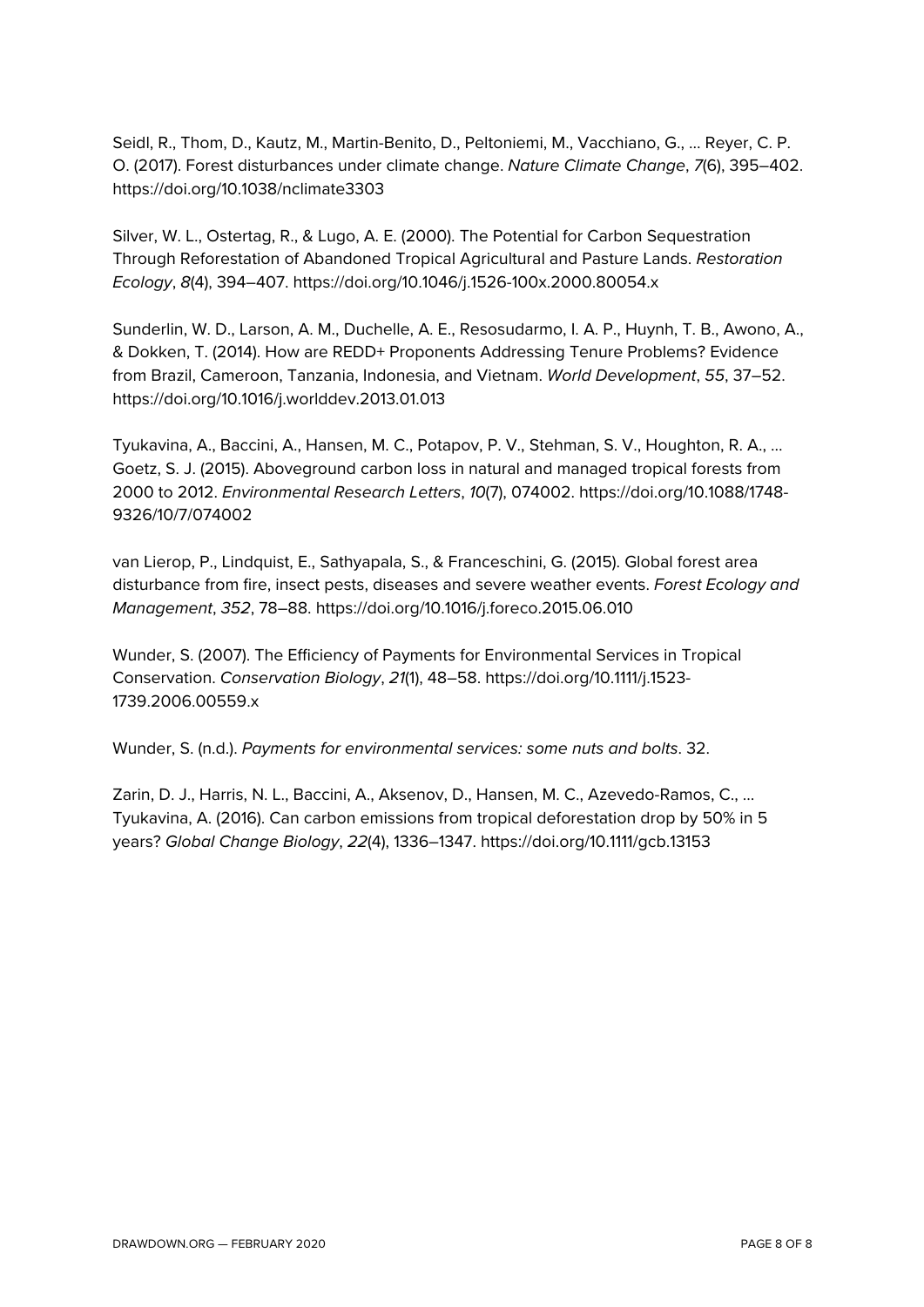Seidl, R., Thom, D., Kautz, M., Martin-Benito, D., Peltoniemi, M., Vacchiano, G., … Reyer, C. P. O. (2017). Forest disturbances under climate change. *Nature Climate Change*, *7*(6), 395–402. https://doi.org/10.1038/nclimate3303

Silver, W. L., Ostertag, R., & Lugo, A. E. (2000). The Potential for Carbon Sequestration Through Reforestation of Abandoned Tropical Agricultural and Pasture Lands. *Restoration Ecology*, *8*(4), 394–407. https://doi.org/10.1046/j.1526-100x.2000.80054.x

Sunderlin, W. D., Larson, A. M., Duchelle, A. E., Resosudarmo, I. A. P., Huynh, T. B., Awono, A., & Dokken, T. (2014). How are REDD+ Proponents Addressing Tenure Problems? Evidence from Brazil, Cameroon, Tanzania, Indonesia, and Vietnam. *World Development*, *55*, 37–52. https://doi.org/10.1016/j.worlddev.2013.01.013

Tyukavina, A., Baccini, A., Hansen, M. C., Potapov, P. V., Stehman, S. V., Houghton, R. A., … Goetz, S. J. (2015). Aboveground carbon loss in natural and managed tropical forests from 2000 to 2012. *Environmental Research Letters*, *10*(7), 074002. https://doi.org/10.1088/1748-9326/10/7/074002

van Lierop, P., Lindquist, E., Sathyapala, S., & Franceschini, G. (2015). Global forest area disturbance from fire, insect pests, diseases and severe weather events. *Forest Ecology and Management*, *352*, 78–88. https://doi.org/10.1016/j.foreco.2015.06.010

Wunder, S. (2007). The Efficiency of Payments for Environmental Services in Tropical Conservation. *Conservation Biology*, *21*(1), 48–58. https://doi.org/10.1111/j.1523-1739.2006.00559.x

Wunder, S. (n.d.). *Payments for environmental services: some nuts and bolts*. 32.

Zarin, D. J., Harris, N. L., Baccini, A., Aksenov, D., Hansen, M. C., Azevedo-Ramos, C., … Tyukavina, A. (2016). Can carbon emissions from tropical deforestation drop by 50% in 5 years? *Global Change Biology*, *22*(4), 1336–1347. https://doi.org/10.1111/gcb.13153